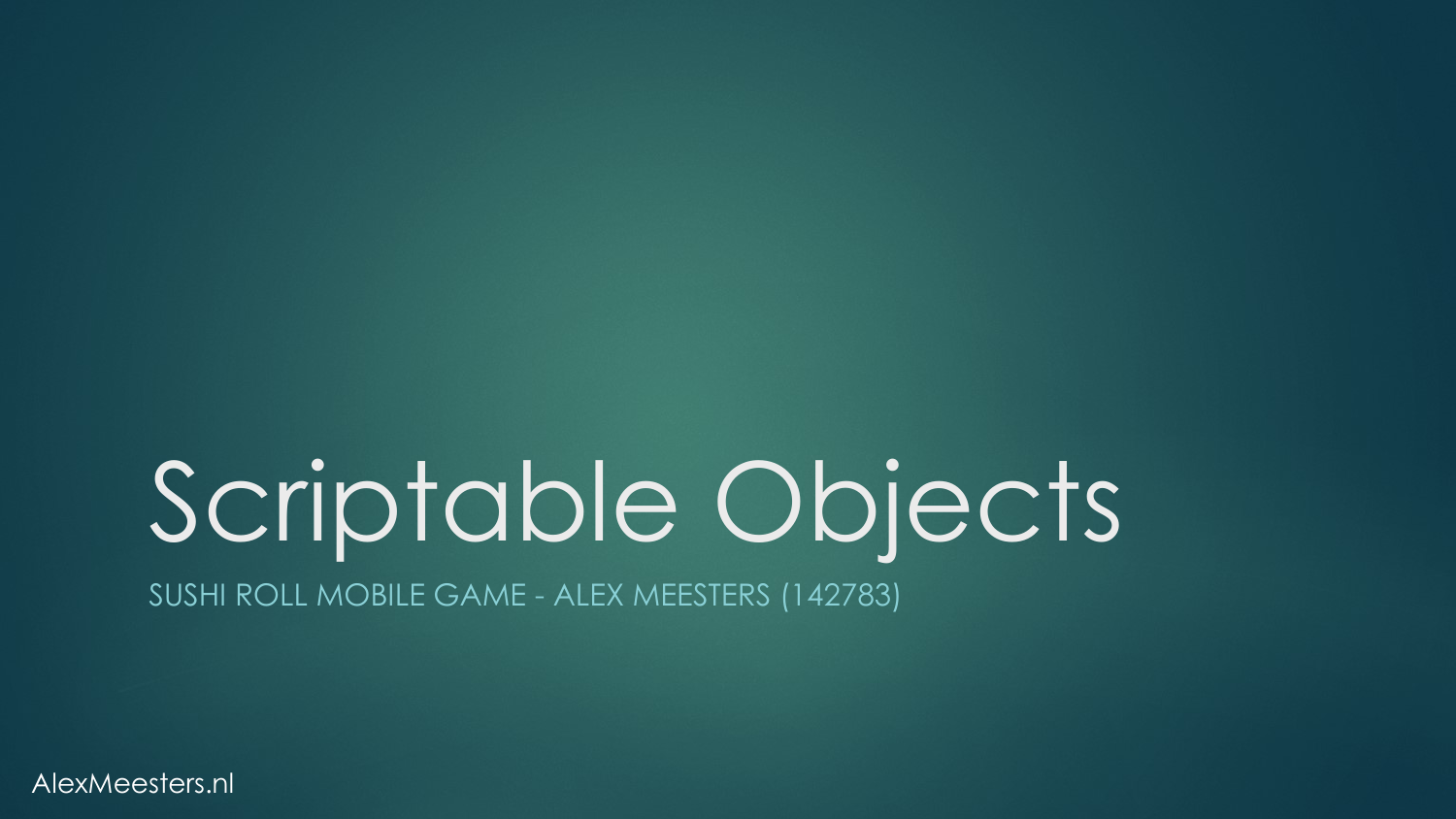# Scriptable Objects

SUSHI ROLL MOBILE GAME - ALEX MEESTERS (142783)

AlexMeesters.nl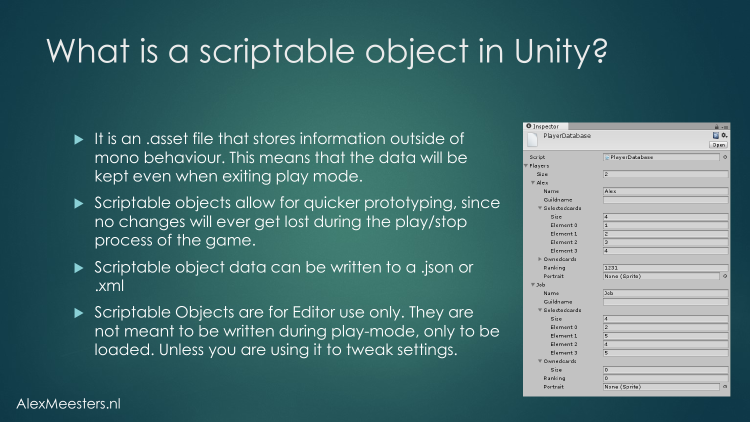# What is a scriptable object in Unity?

- It is an .asset file that stores information outside of mono behaviour. This means that the data will be kept even when exiting play mode.
- Scriptable objects allow for quicker prototyping, since no changes will ever get lost during the play/stop process of the game.
- Scriptable object data can be written to a .json or .xml
- Scriptable Objects are for Editor use only. They are not meant to be written during play-mode, only to be loaded. Unless you are using it to tweak settings.

| Inspector | |
|---|---|
| PlayerDatabase | Open |
| Script | PlayerDatabase |
| ▼ Players | |
| Size | 2 |
| ▼ Alex | |
| Name | Alex |
| Guildname | |
| ▼ Selectedcards | |
| Size | 4 |
| Element 0 | 1 |
| Element 1 | 2 |
| Element 2 | 3 |
| Element 3 | 4 |
| ► Ownedcards | |
| Ranking | 1231 |
| Portrait | None (Sprite) |
| ▼ Job | |
| Name | Job |
| Guildname | |
| ▼ Selectedcards | |
| Size | 4 |
| Element 0 | 2 |
| Element 1 | 5 |
| Element 2 | 4 |
| Element 3 | 5 |
| ▼ Ownedcards | |
| Size | 0 |
| Ranking | 0 |
| Portrait | None (Sprite) |

AlexMeesters.nl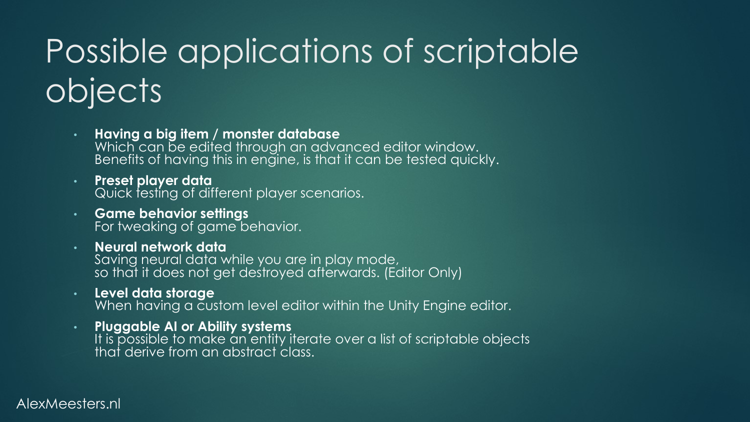# Possible applications of scriptable objects

- **Having a big item / monster database**
  Which can be edited through an advanced editor window.
  Benefits of having this in engine, is that it can be tested quickly.
- **Preset player data**
  Quick testing of different player scenarios.
- **Game behavior settings**
  For tweaking of game behavior.
- **Neural network data**
  Saving neural data while you are in play mode,
  so that it does not get destroyed afterwards. (Editor Only)
- **Level data storage**
  When having a custom level editor within the Unity Engine editor.
- **Pluggable AI or Ability systems**
  It is possible to make an entity iterate over a list of scriptable objects
  that derive from an abstract class.

AlexMeesters.nl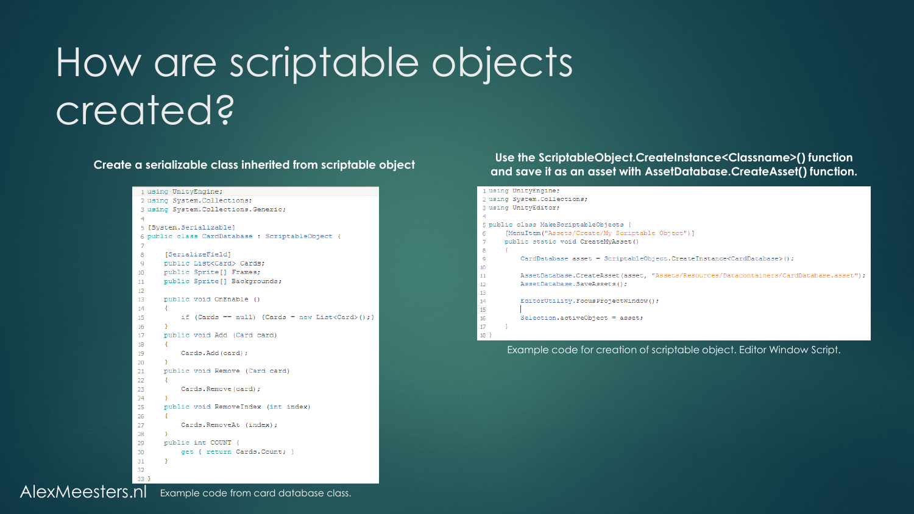# How are scriptable objects created?

**Create a serializable class inherited from scriptable object**

```
using UnityEngine;
using System.Collections;
using System.Collections.Generic;

[System.Serializable]
public class CardDatabase : ScriptableObject {

    [SerializeField]
    public List<Card> Cards;
    public Sprite[] Frames;
    public Sprite[] Backgrounds;

    public void OnEnable ()
    {
        if (Cards == null) {Cards = new List<Card>();}
    }
    public void Add (Card card)
    {
        Cards.Add(card);
    }
    public void Remove (Card card)
    {
        Cards.Remove(card);
    }
    public void RemoveIndex (int index)
    {
        Cards.RemoveAt (index);
    }
    public int COUNT {
        get { return Cards.Count; }
    }

}
```

Example code from card database class.

**Use the ScriptableObject.CreateInstance<Classname>() function and save it as an asset with AssetDatabase.CreateAsset() function.**

```
using UnityEngine;
using System.Collections;
using UnityEditor;

public class MakeScriptableObjects {
    [MenuItem("Assets/Create/My Scriptable Object")]
    public static void CreateMyAsset()
    {
        CardDatabase asset = ScriptableObject.CreateInstance<CardDatabase>();

        AssetDatabase.CreateAsset(asset, "Assets/Resources/Datacontainers/CardDatabase.asset");
        AssetDatabase.SaveAssets();

        EditorUtility.FocusProjectWindow();

        Selection.activeObject = asset;
    }
}
```

Example code for creation of scriptable object. Editor Window Script.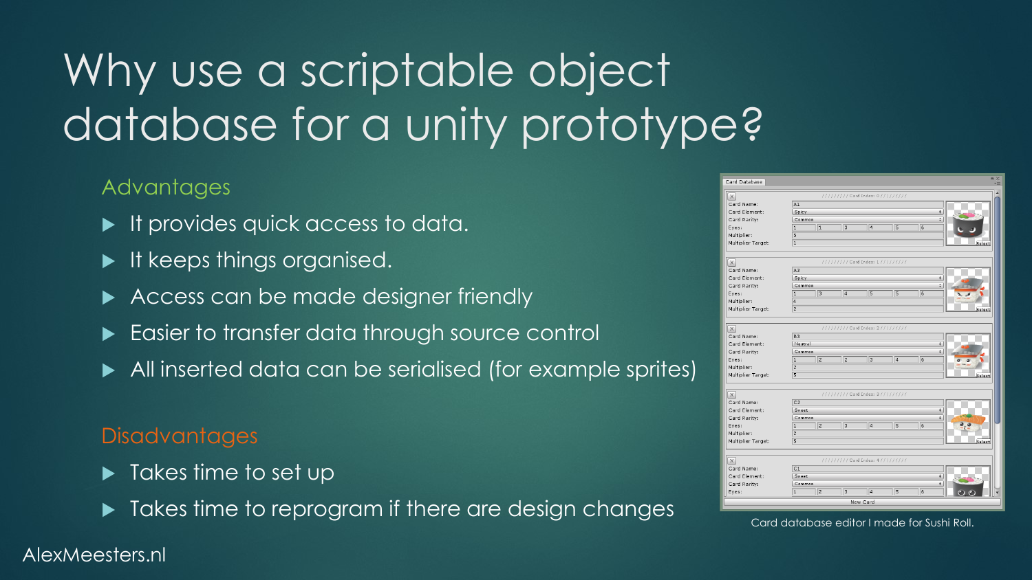# Why use a scriptable object database for a unity prototype?

## Advantages

- It provides quick access to data.
- It keeps things organised.
- Access can be made designer friendly
- Easier to transfer data through source control
- All inserted data can be serialised (for example sprites)

## Disadvantages

- Takes time to set up
- Takes time to reprogram if there are design changes

Card database editor I made for Sushi Roll.

AlexMeesters.nl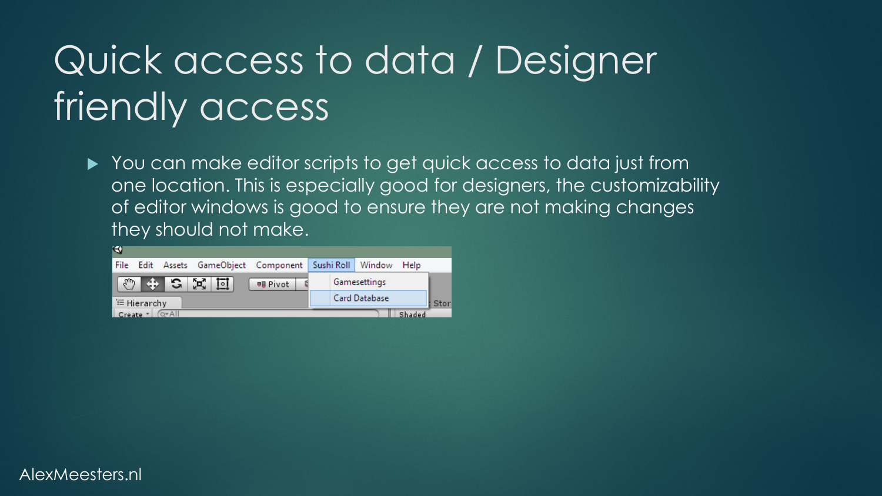# Quick access to data / Designer friendly access

- You can make editor scripts to get quick access to data just from one location. This is especially good for designers, the customizability of editor windows is good to ensure they are not making changes they should not make.

AlexMeesters.nl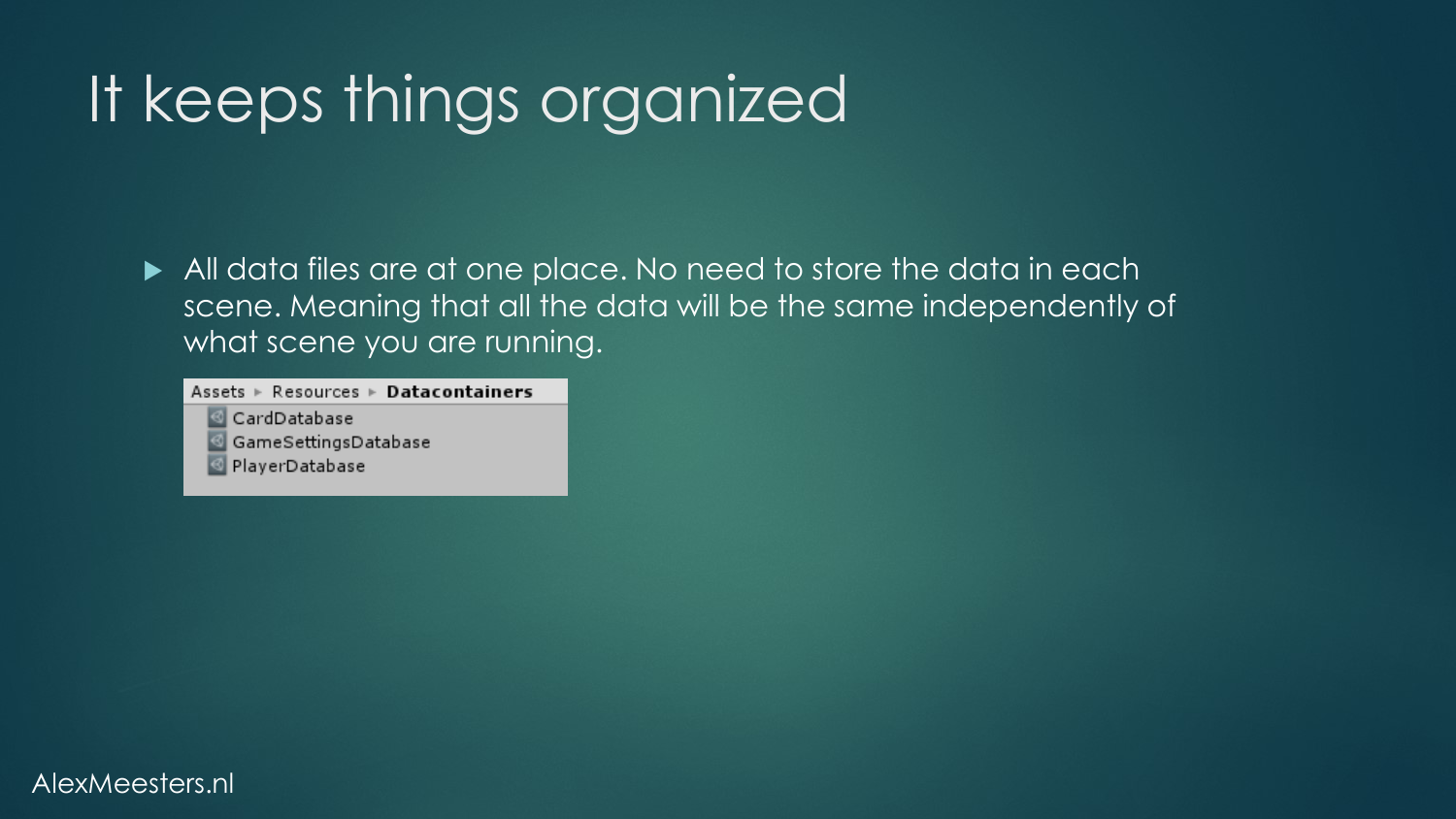# It keeps things organized

- All data files are at one place. No need to store the data in each scene. Meaning that all the data will be the same independently of what scene you are running.

Assets ▸ Resources ▸ **Datacontainers**

- CardDatabase
- GameSettingsDatabase
- PlayerDatabase

AlexMeesters.nl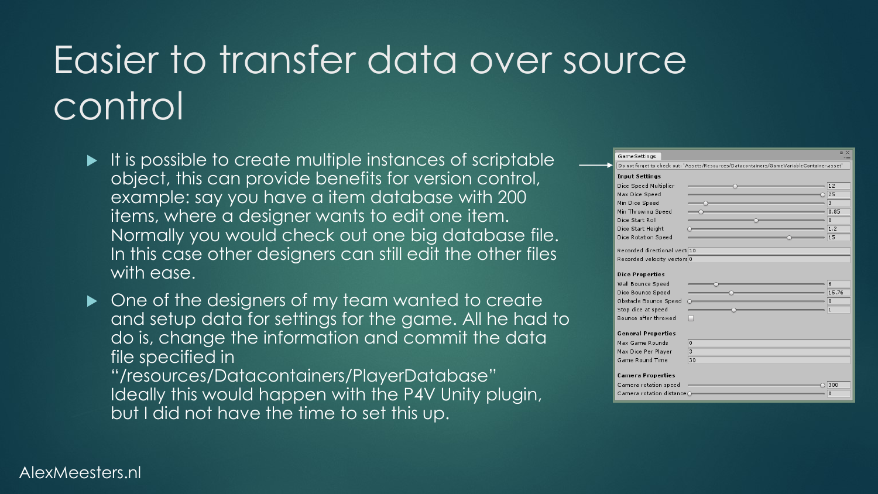# Easier to transfer data over source control

- It is possible to create multiple instances of scriptable object, this can provide benefits for version control, example: say you have a item database with 200 items, where a designer wants to edit one item. Normally you would check out one big database file. In this case other designers can still edit the other files with ease.
- One of the designers of my team wanted to create and setup data for settings for the game. All he had to do is, change the information and commit the data file specified in "/resources/Datacontainers/PlayerDatabase" Ideally this would happen with the P4V Unity plugin, but I did not have the time to set this up.

AlexMeesters.nl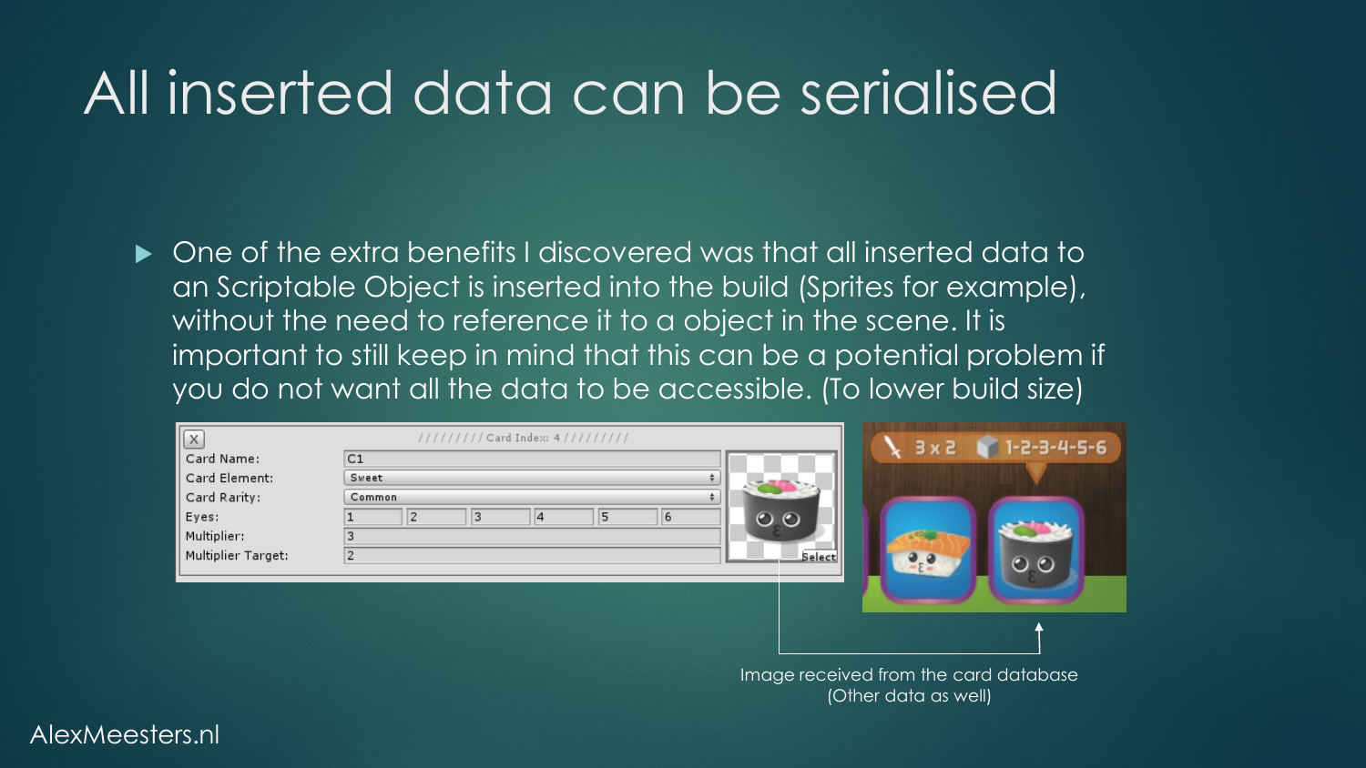# All inserted data can be serialised

- One of the extra benefits I discovered was that all inserted data to an Scriptable Object is inserted into the build (Sprites for example), without the need to reference it to a object in the scene. It is important to still keep in mind that this can be a potential problem if you do not want all the data to be accessible. (To lower build size)

Image received from the card database
(Other data as well)

AlexMeesters.nl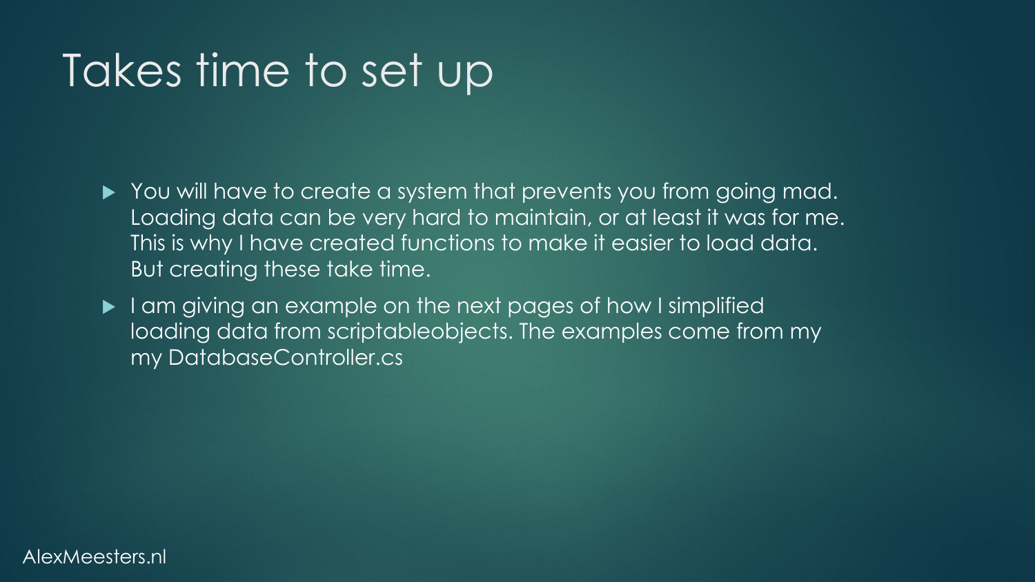# Takes time to set up

- You will have to create a system that prevents you from going mad. Loading data can be very hard to maintain, or at least it was for me. This is why I have created functions to make it easier to load data. But creating these take time.
- I am giving an example on the next pages of how I simplified loading data from scriptableobjects. The examples come from my my DatabaseController.cs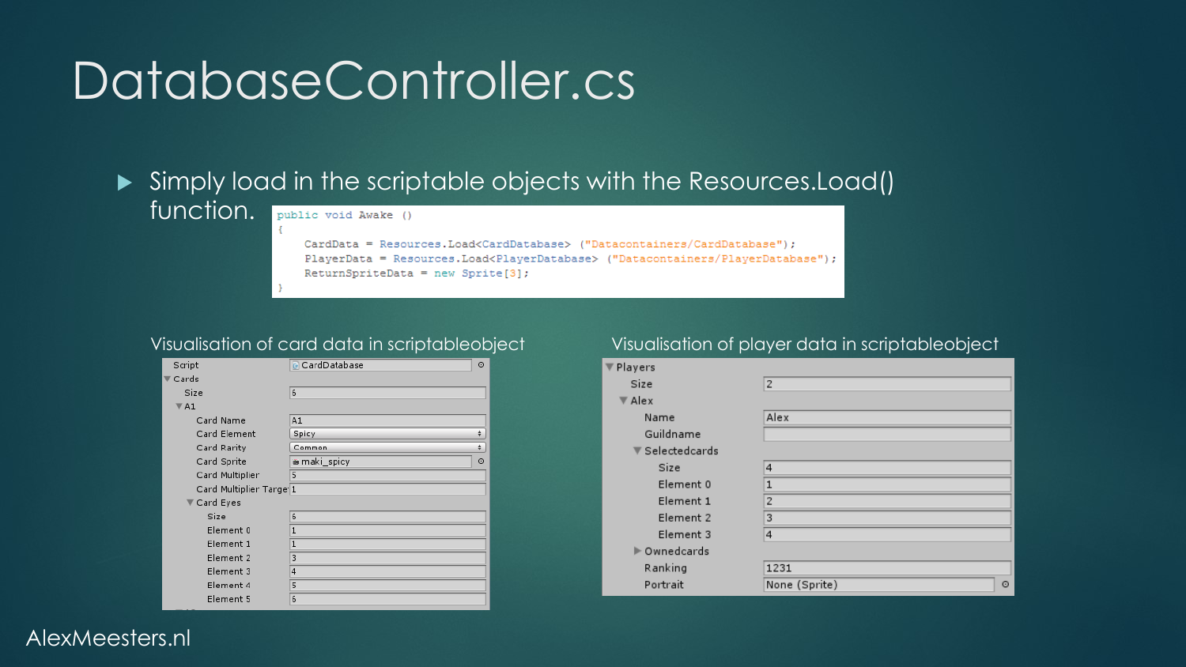# DatabaseController.cs

- Simply load in the scriptable objects with the Resources.Load() function.

```
public void Awake ()
{
    CardData = Resources.Load<CardDatabase> ("Datacontainers/CardDatabase");
    PlayerData = Resources.Load<PlayerDatabase> ("Datacontainers/PlayerDatabase");
    ReturnSpriteData = new Sprite[3];
}
```

Visualisation of card data in scriptableobject

| Field | Value |
| --- | --- |
| Script | CardDatabase |
| ▼ Cards | |
| Size | 6 |
| ▼ A1 | |
| Card Name | A1 |
| Card Element | Spicy |
| Card Rarity | Common |
| Card Sprite | maki_spicy |
| Card Multiplier | 5 |
| Card Multiplier Target | 1 |
| ▼ Card Eyes | |
| Size | 6 |
| Element 0 | 1 |
| Element 1 | 1 |
| Element 2 | 3 |
| Element 3 | 4 |
| Element 4 | 5 |
| Element 5 | 6 |

Visualisation of player data in scriptableobject

| Field | Value |
| --- | --- |
| ▼ Players | |
| Size | 2 |
| ▼ Alex | |
| Name | Alex |
| Guildname | |
| ▼ Selectedcards | |
| Size | 4 |
| Element 0 | 1 |
| Element 1 | 2 |
| Element 2 | 3 |
| Element 3 | 4 |
| ► Ownedcards | |
| Ranking | 1231 |
| Portrait | None (Sprite) |

AlexMeesters.nl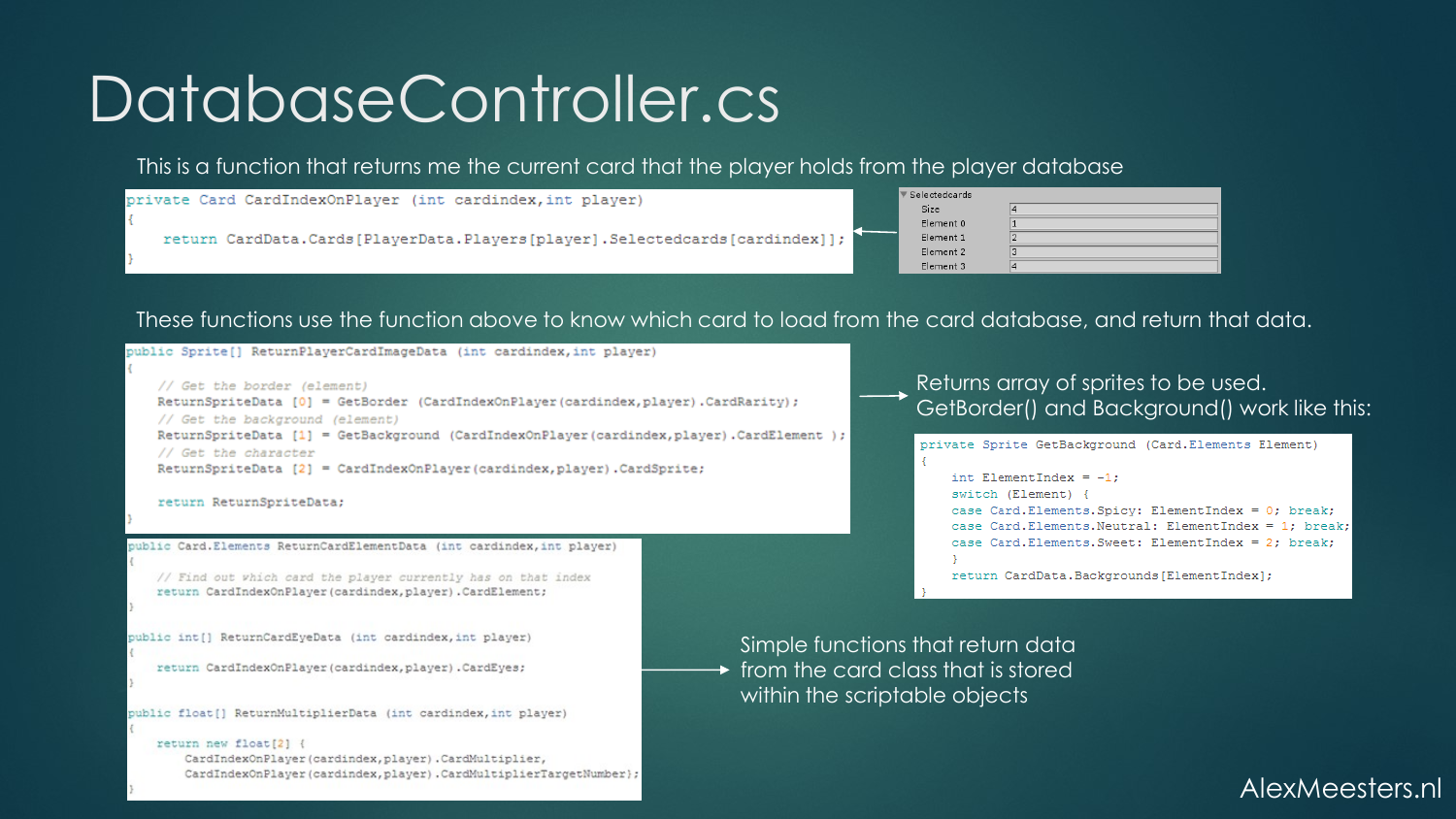# DatabaseController.cs

This is a function that returns me the current card that the player holds from the player database

```
private Card CardIndexOnPlayer (int cardindex,int player)
{
    return CardData.Cards[PlayerData.Players[player].Selectedcards[cardindex]];
}
```

| Selectedcards | |
|---|---|
| Size | 4 |
| Element 0 | 1 |
| Element 1 | 2 |
| Element 2 | 3 |
| Element 3 | 4 |

These functions use the function above to know which card to load from the card database, and return that data.

```
public Sprite[] ReturnPlayerCardImageData (int cardindex,int player)
{
    // Get the border (element)
    ReturnSpriteData [0] = GetBorder (CardIndexOnPlayer(cardindex,player).CardRarity);
    // Get the background (element)
    ReturnSpriteData [1] = GetBackground (CardIndexOnPlayer(cardindex,player).CardElement );
    // Get the character
    ReturnSpriteData [2] = CardIndexOnPlayer(cardindex,player).CardSprite;

    return ReturnSpriteData;
}
```

Returns array of sprites to be used.
GetBorder() and Background() work like this:

```
private Sprite GetBackground (Card.Elements Element)
{
    int ElementIndex = -1;
    switch (Element) {
    case Card.Elements.Spicy: ElementIndex = 0; break;
    case Card.Elements.Neutral: ElementIndex = 1; break;
    case Card.Elements.Sweet: ElementIndex = 2; break;
    }
    return CardData.Backgrounds[ElementIndex];
}
```

```
public Card.Elements ReturnCardElementData (int cardindex,int player)
{
    // Find out which card the player currently has on that index
    return CardIndexOnPlayer(cardindex,player).CardElement;
}

public int[] ReturnCardEyeData (int cardindex,int player)
{
    return CardIndexOnPlayer(cardindex,player).CardEyes;
}

public float[] ReturnMultiplierData (int cardindex,int player)
{
    return new float[2] {
        CardIndexOnPlayer(cardindex,player).CardMultiplier,
        CardIndexOnPlayer(cardindex,player).CardMultiplierTargetNumber};
}
```

Simple functions that return data from the card class that is stored within the scriptable objects

AlexMeesters.nl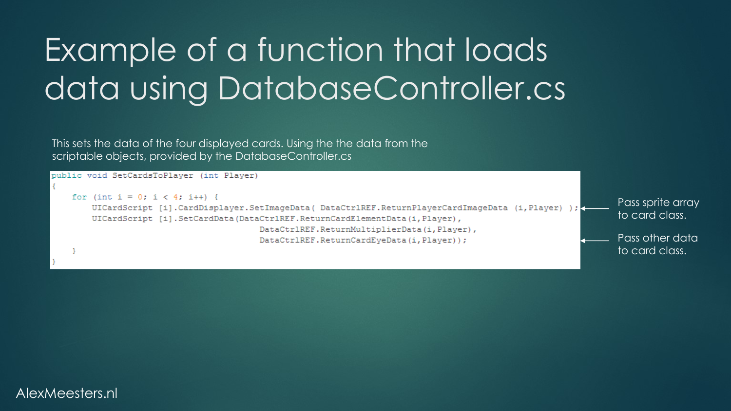# Example of a function that loads data using DatabaseController.cs

This sets the data of the four displayed cards. Using the the data from the scriptable objects, provided by the DatabaseController.cs

```
public void SetCardsToPlayer (int Player)
{
    for (int i = 0; i < 4; i++) {
        UICardScript [i].CardDisplayer.SetImageData( DataCtrlREF.ReturnPlayerCardImageData (i,Player) );
        UICardScript [i].SetCardData(DataCtrlREF.ReturnCardElementData(i,Player),
                                      DataCtrlREF.ReturnMultiplierData(i,Player),
                                      DataCtrlREF.ReturnCardEyeData(i,Player));
    }
}
```

Pass sprite array to card class.

Pass other data to card class.

AlexMeesters.nl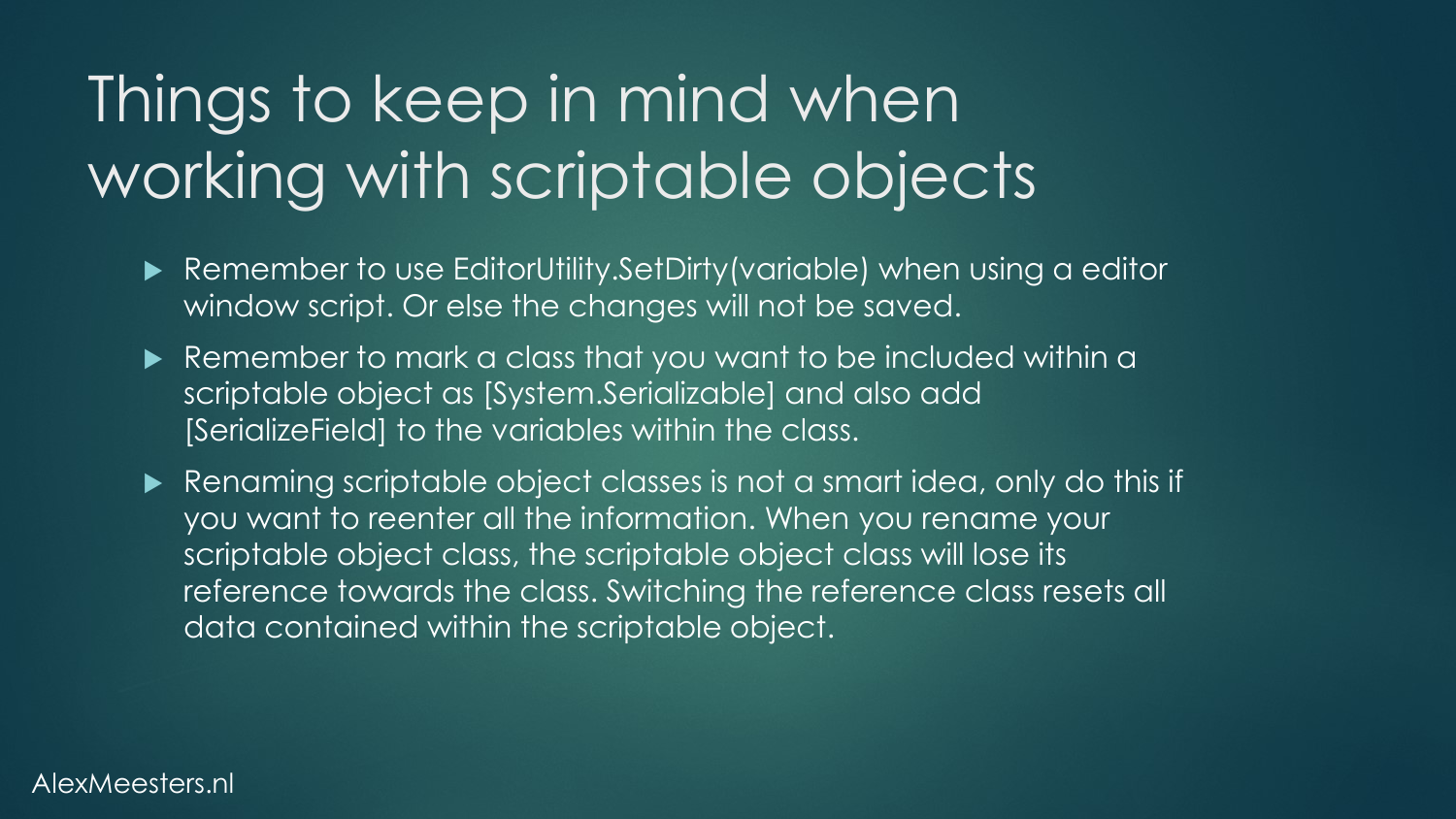# Things to keep in mind when working with scriptable objects

- Remember to use EditorUtility.SetDirty(variable) when using a editor window script. Or else the changes will not be saved.
- Remember to mark a class that you want to be included within a scriptable object as [System.Serializable] and also add [SerializeField] to the variables within the class.
- Renaming scriptable object classes is not a smart idea, only do this if you want to reenter all the information. When you rename your scriptable object class, the scriptable object class will lose its reference towards the class. Switching the reference class resets all data contained within the scriptable object.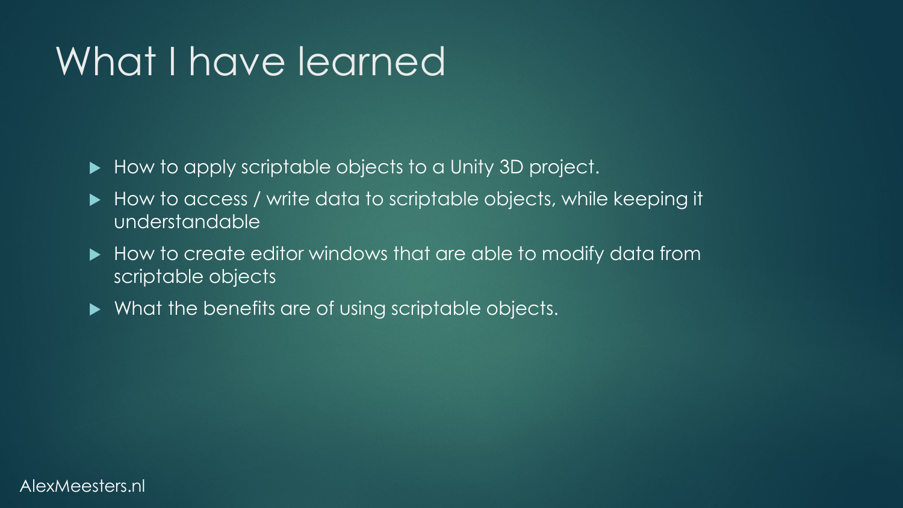# What I have learned

- How to apply scriptable objects to a Unity 3D project.
- How to access / write data to scriptable objects, while keeping it understandable
- How to create editor windows that are able to modify data from scriptable objects
- What the benefits are of using scriptable objects.

AlexMeesters.nl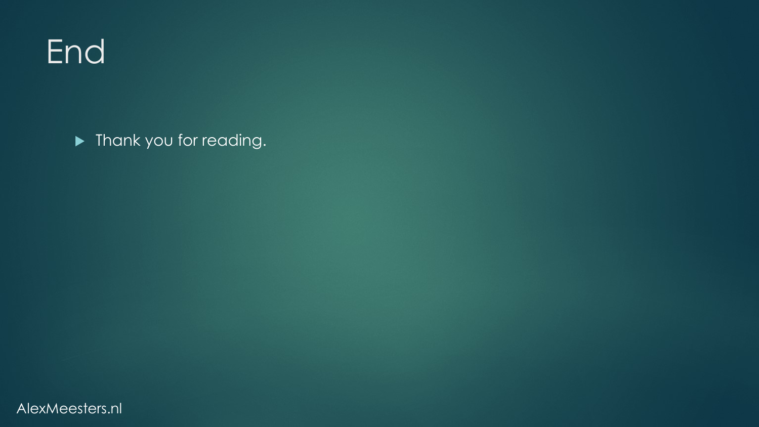# End

- Thank you for reading.

AlexMeesters.nl